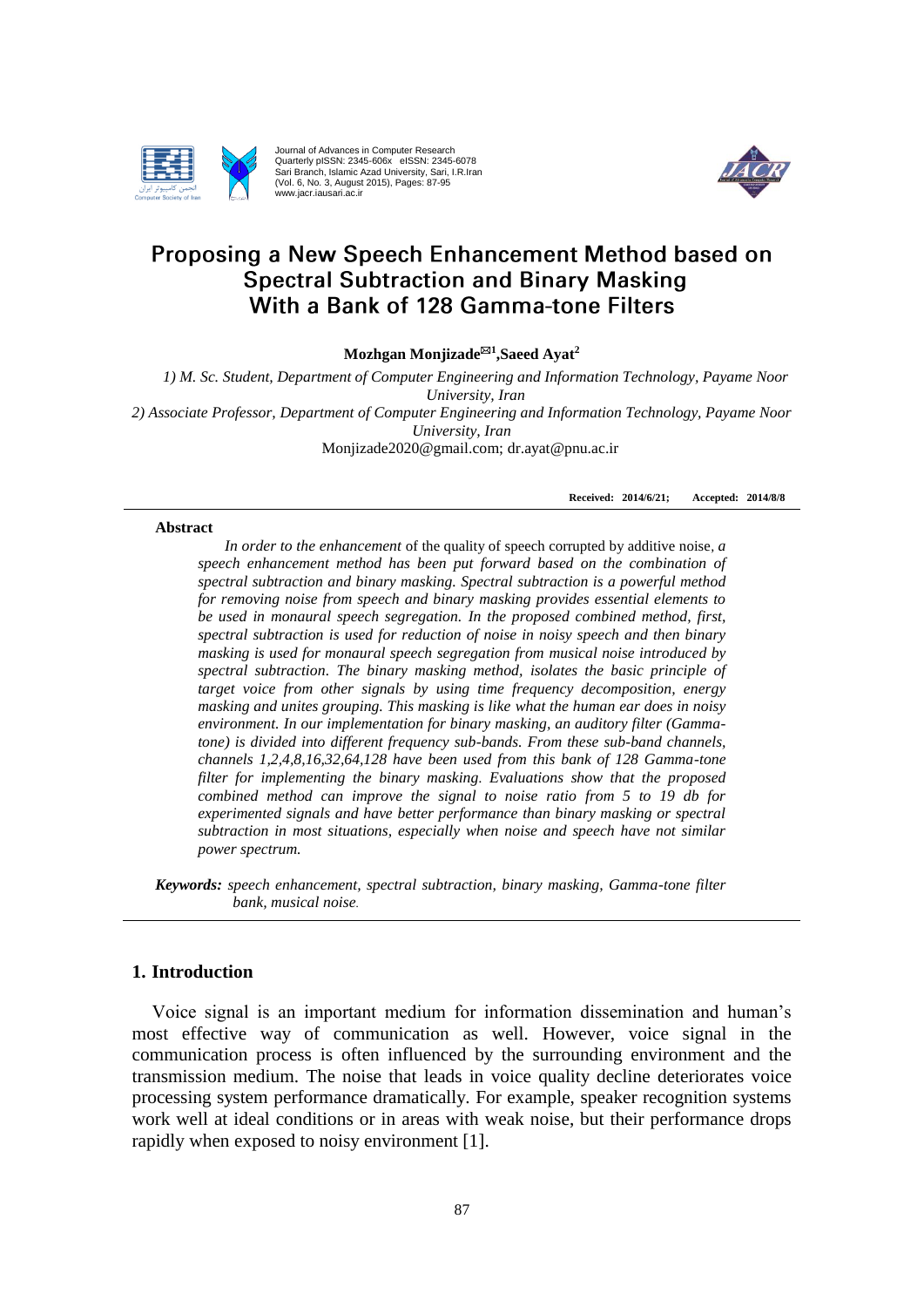# Proposing a New Speech Enhancement Method based on Spectral Subtraction and Binary Masking With a Bank of 128 Gamma-tone Filters

**Mozhgan Monjizade[1], Saeed Ayat[2]**

*1) M. Sc. Student, Department of Computer Engineering and Information Technology, Payame Noor University, Iran*

*2) Associate Professor, Department of Computer Engineering and Information Technology, Payame Noor University, Iran*

Monjizade2020@gmail.com; dr.ayat@pnu.ac.ir

**Received: 2014/6/21; Accepted: 2014/8/8**

### Abstract

*In order to the enhancement* of the quality of speech corrupted by additive noise, *a speech enhancement method has been put forward based on the combination of spectral subtraction and binary masking. Spectral subtraction is a powerful method for removing noise from speech and binary masking provides essential elements to be used in monaural speech segregation. In the proposed combined method, first, spectral subtraction is used for reduction of noise in noisy speech and then binary masking is used for monaural speech segregation from musical noise introduced by spectral subtraction. The binary masking method, isolates the basic principle of target voice from other signals by using time frequency decomposition, energy masking and unites grouping. This masking is like what the human ear does in noisy environment. In our implementation for binary masking, an auditory filter (Gamma-tone) is divided into different frequency sub-bands. From these sub-band channels, channels 1,2,4,8,16,32,64,128 have been used from this bank of 128 Gamma-tone filter for implementing the binary masking. Evaluations show that the proposed combined method can improve the signal to noise ratio from 5 to 19 db for experimented signals and have better performance than binary masking or spectral subtraction in most situations, especially when noise and speech have not similar power spectrum.*

***Keywords:*** *speech enhancement, spectral subtraction, binary masking, Gamma-tone filter bank, musical noise.*

## 1. Introduction

Voice signal is an important medium for information dissemination and human's most effective way of communication as well. However, voice signal in the communication process is often influenced by the surrounding environment and the transmission medium. The noise that leads in voice quality decline deteriorates voice processing system performance dramatically. For example, speaker recognition systems work well at ideal conditions or in areas with weak noise, but their performance drops rapidly when exposed to noisy environment [1].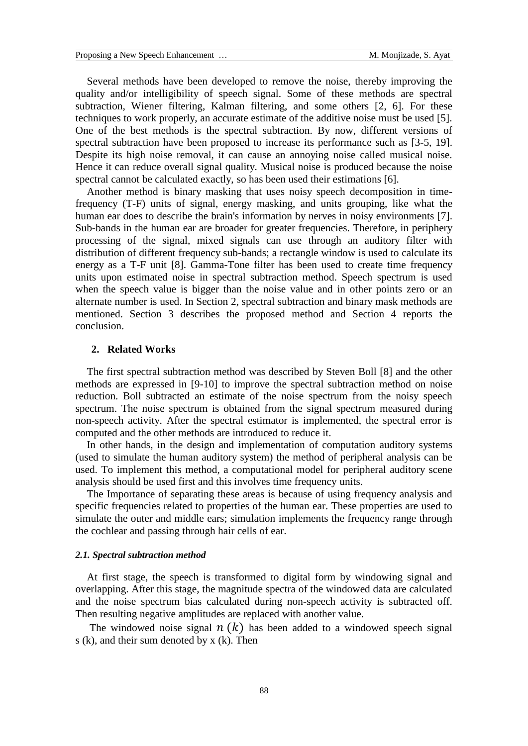Several methods have been developed to remove the noise, thereby improving the quality and/or intelligibility of speech signal. Some of these methods are spectral subtraction, Wiener filtering, Kalman filtering, and some others [2, 6]. For these techniques to work properly, an accurate estimate of the additive noise must be used [5]. One of the best methods is the spectral subtraction. By now, different versions of spectral subtraction have been proposed to increase its performance such as [3-5, 19]. Despite its high noise removal, it can cause an annoying noise called musical noise. Hence it can reduce overall signal quality. Musical noise is produced because the noise spectral cannot be calculated exactly, so has been used their estimations [6].

Another method is binary masking that uses noisy speech decomposition in time-frequency (T-F) units of signal, energy masking, and units grouping, like what the human ear does to describe the brain's information by nerves in noisy environments [7]. Sub-bands in the human ear are broader for greater frequencies. Therefore, in periphery processing of the signal, mixed signals can use through an auditory filter with distribution of different frequency sub-bands; a rectangle window is used to calculate its energy as a T-F unit [8]. Gamma-Tone filter has been used to create time frequency units upon estimated noise in spectral subtraction method. Speech spectrum is used when the speech value is bigger than the noise value and in other points zero or an alternate number is used. In Section 2, spectral subtraction and binary mask methods are mentioned. Section 3 describes the proposed method and Section 4 reports the conclusion.

## 2. Related Works

The first spectral subtraction method was described by Steven Boll [8] and the other methods are expressed in [9-10] to improve the spectral subtraction method on noise reduction. Boll subtracted an estimate of the noise spectrum from the noisy speech spectrum. The noise spectrum is obtained from the signal spectrum measured during non-speech activity. After the spectral estimator is implemented, the spectral error is computed and the other methods are introduced to reduce it.

In other hands, in the design and implementation of computation auditory systems (used to simulate the human auditory system) the method of peripheral analysis can be used. To implement this method, a computational model for peripheral auditory scene analysis should be used first and this involves time frequency units.

The Importance of separating these areas is because of using frequency analysis and specific frequencies related to properties of the human ear. These properties are used to simulate the outer and middle ears; simulation implements the frequency range through the cochlear and passing through hair cells of ear.

### *2.1. Spectral subtraction method*

At first stage, the speech is transformed to digital form by windowing signal and overlapping. After this stage, the magnitude spectra of the windowed data are calculated and the noise spectrum bias calculated during non-speech activity is subtracted off. Then resulting negative amplitudes are replaced with another value.

The windowed noise signal $n\,(k)$ has been added to a windowed speech signal s (k), and their sum denoted by x (k). Then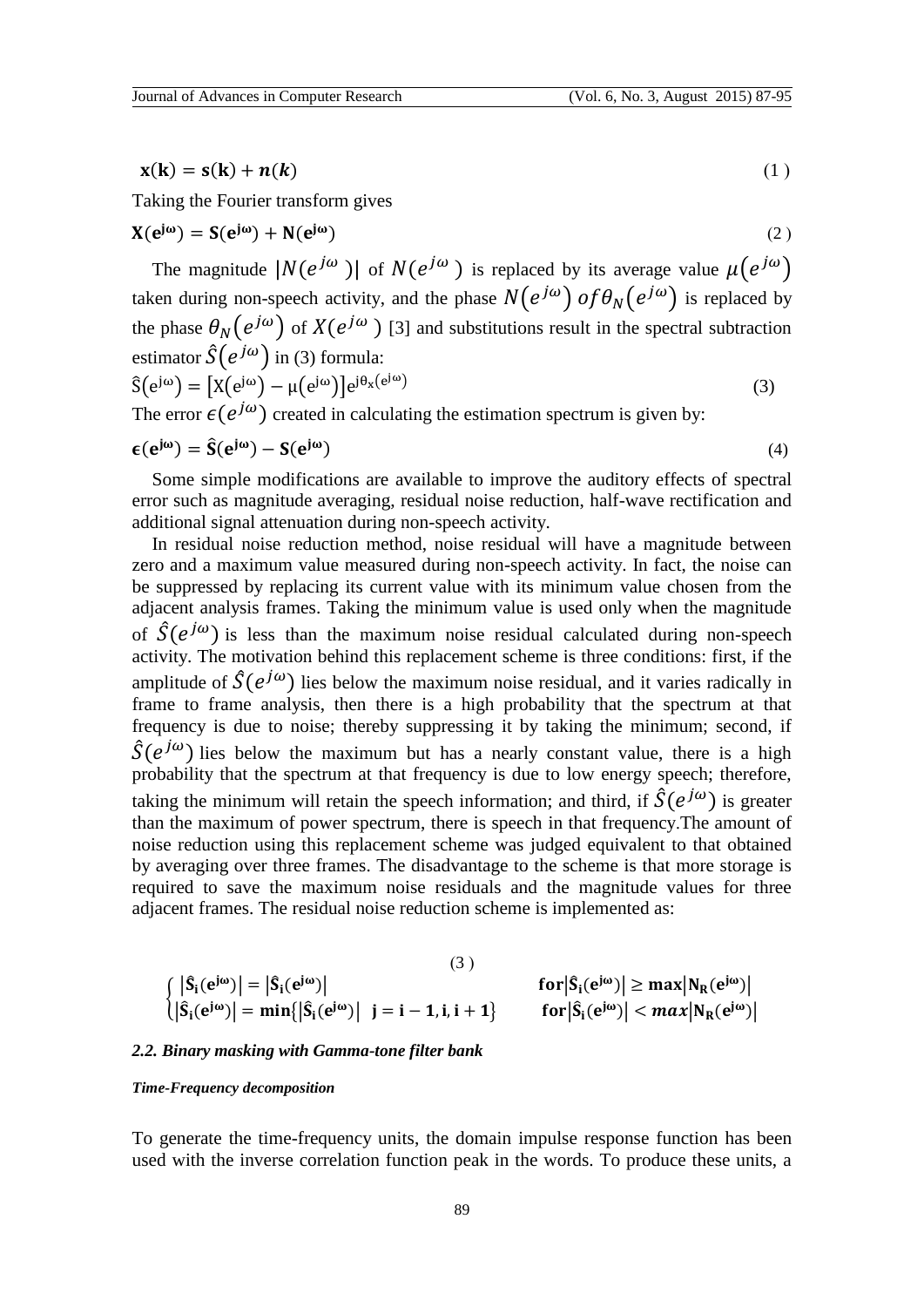$$\mathbf{x(k) = s(k) + n(k)} \quad (1)$$

Taking the Fourier transform gives

$$\mathbf{X(e^{j\omega}) = S(e^{j\omega}) + N(e^{j\omega})} \quad (2)$$

The magnitude $|N(e^{j\omega})|$ of $N(e^{j\omega})$ is replaced by its average value $\mu(e^{j\omega})$ taken during non-speech activity, and the phase $N(e^{j\omega})\ of \theta_N(e^{j\omega})$ is replaced by the phase $\theta_N(e^{j\omega})$ of $X(e^{j\omega})$ [3] and substitutions result in the spectral subtraction estimator $\hat{S}(e^{j\omega})$ in (3) formula:

$$\hat{S}(e^{j\omega}) = [X(e^{j\omega}) - \mu(e^{j\omega})]e^{j\theta_x(e^{j\omega})} \quad (3)$$

The error $\epsilon(e^{j\omega})$ created in calculating the estimation spectrum is given by:

$$\boldsymbol{\epsilon}(\mathbf{e^{j\omega}}) = \hat{\mathbf{S}}(\mathbf{e^{j\omega}}) - \mathbf{S}(\mathbf{e^{j\omega}}) \quad (4)$$

Some simple modifications are available to improve the auditory effects of spectral error such as magnitude averaging, residual noise reduction, half-wave rectification and additional signal attenuation during non-speech activity.

In residual noise reduction method, noise residual will have a magnitude between zero and a maximum value measured during non-speech activity. In fact, the noise can be suppressed by replacing its current value with its minimum value chosen from the adjacent analysis frames. Taking the minimum value is used only when the magnitude of $\hat{S}(e^{j\omega})$ is less than the maximum noise residual calculated during non-speech activity. The motivation behind this replacement scheme is three conditions: first, if the amplitude of $\hat{S}(e^{j\omega})$ lies below the maximum noise residual, and it varies radically in frame to frame analysis, then there is a high probability that the spectrum at that frequency is due to noise; thereby suppressing it by taking the minimum; second, if $\hat{S}(e^{j\omega})$ lies below the maximum but has a nearly constant value, there is a high probability that the spectrum at that frequency is due to low energy speech; therefore, taking the minimum will retain the speech information; and third, if $\hat{S}(e^{j\omega})$ is greater than the maximum of power spectrum, there is speech in that frequency.The amount of noise reduction using this replacement scheme was judged equivalent to that obtained by averaging over three frames. The disadvantage to the scheme is that more storage is required to save the maximum noise residuals and the magnitude values for three adjacent frames. The residual noise reduction scheme is implemented as:

$$\begin{cases} |\hat{\mathbf{S}}_\mathbf{i}(\mathbf{e^{j\omega}})| = |\hat{\mathbf{S}}_\mathbf{i}(\mathbf{e^{j\omega}})| & \mathbf{for}\,|\hat{\mathbf{S}}_\mathbf{i}(\mathbf{e^{j\omega}})| \geq \mathbf{max}|\mathbf{N_R}(\mathbf{e^{j\omega}})| \\ |\hat{\mathbf{S}}_\mathbf{i}(\mathbf{e^{j\omega}})| = \mathbf{min}\{|\hat{\mathbf{S}}_\mathbf{i}(\mathbf{e^{j\omega}})| \ \ \mathbf{j = i-1, i, i+1}\} & \mathbf{for}\,|\hat{\mathbf{S}}_\mathbf{i}(\mathbf{e^{j\omega}})| < max|\mathbf{N_R}(\mathbf{e^{j\omega}})| \end{cases} \quad (3)$$

### *2.2. Binary masking with Gamma-tone filter bank*

#### *Time-Frequency decomposition*

To generate the time-frequency units, the domain impulse response function has been used with the inverse correlation function peak in the words. To produce these units, a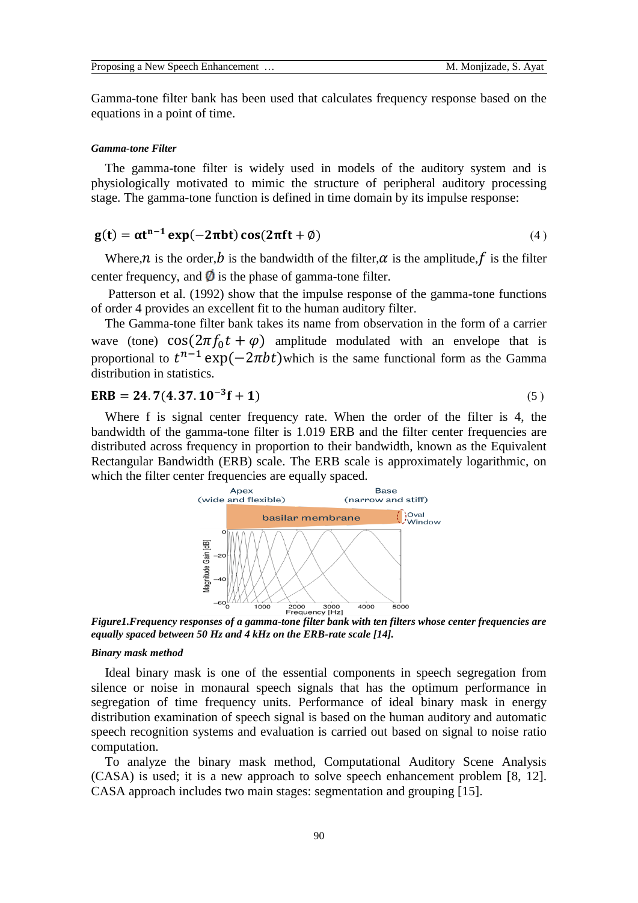Gamma-tone filter bank has been used that calculates frequency response based on the equations in a point of time.

#### *Gamma-tone Filter*

The gamma-tone filter is widely used in models of the auditory system and is physiologically motivated to mimic the structure of peripheral auditory processing stage. The gamma-tone function is defined in time domain by its impulse response:

$$\mathbf{g(t) = \alpha t^{n-1} \exp(-2\pi bt) \cos(2\pi ft + \emptyset)} \tag{4}$$

Where, $n$ is the order, $b$ is the bandwidth of the filter, $\alpha$ is the amplitude, $f$ is the filter center frequency, and $\emptyset$ is the phase of gamma-tone filter.

Patterson et al. (1992) show that the impulse response of the gamma-tone functions of order 4 provides an excellent fit to the human auditory filter.

The Gamma-tone filter bank takes its name from observation in the form of a carrier wave (tone) $\cos(2\pi f_0 t + \varphi)$ amplitude modulated with an envelope that is proportional to $t^{n-1}\exp(-2\pi bt)$ which is the same functional form as the Gamma distribution in statistics.

$$\mathbf{ERB = 24.7(4.37.10^{-3}f + 1)} \tag{5}$$

Where f is signal center frequency rate. When the order of the filter is 4, the bandwidth of the gamma-tone filter is 1.019 ERB and the filter center frequencies are distributed across frequency in proportion to their bandwidth, known as the Equivalent Rectangular Bandwidth (ERB) scale. The ERB scale is approximately logarithmic, on which the filter center frequencies are equally spaced.

***Figure1.Frequency responses of a gamma-tone filter bank with ten filters whose center frequencies are equally spaced between 50 Hz and 4 kHz on the ERB-rate scale [14].***

#### *Binary mask method*

Ideal binary mask is one of the essential components in speech segregation from silence or noise in monaural speech signals that has the optimum performance in segregation of time frequency units. Performance of ideal binary mask in energy distribution examination of speech signal is based on the human auditory and automatic speech recognition systems and evaluation is carried out based on signal to noise ratio computation.

To analyze the binary mask method, Computational Auditory Scene Analysis (CASA) is used; it is a new approach to solve speech enhancement problem [8, 12]. CASA approach includes two main stages: segmentation and grouping [15].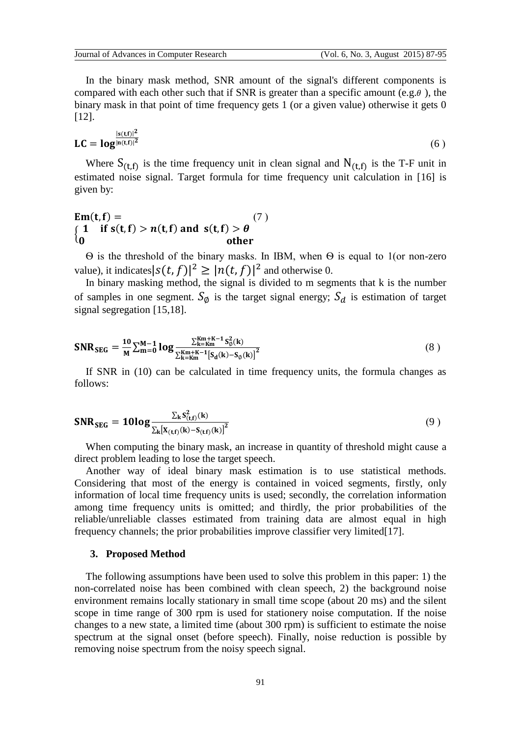In the binary mask method, SNR amount of the signal's different components is compared with each other such that if SNR is greater than a specific amount (e.g.$\theta$ ), the binary mask in that point of time frequency gets 1 (or a given value) otherwise it gets 0 [12].

$$\mathbf{LC} = \mathbf{log}^{\frac{|s(t,f)|^2}{|n(t,f)|^2}} \tag{6}$$

Where $S_{(t,f)}$ is the time frequency unit in clean signal and $N_{(t,f)}$ is the T-F unit in estimated noise signal. Target formula for time frequency unit calculation in [16] is given by:

$$\mathbf{Em}(\mathbf{t},\mathbf{f}) = \begin{cases} \mathbf{1} & \mathbf{if}\ \mathbf{s}(\mathbf{t},\mathbf{f}) > n(\mathbf{t},\mathbf{f})\ \mathbf{and}\ \mathbf{s}(\mathbf{t},\mathbf{f}) > \boldsymbol{\theta} \\ \mathbf{0} & \mathbf{other} \end{cases} \tag{7}$$

$\Theta$ is the threshold of the binary masks. In IBM, when $\Theta$ is equal to 1(or non-zero value), it indicates$|s(t,f)|^2 \geq |n(t,f)|^2$ and otherwise 0.

In binary masking method, the signal is divided to m segments that k is the number of samples in one segment. $S_{\emptyset}$ is the target signal energy; $S_d$ is estimation of target signal segregation [15,18].

$$\mathbf{SNR_{SEG}} = \frac{\mathbf{10}}{\mathbf{M}} \sum_{\mathbf{m=0}}^{\mathbf{M-1}} \mathbf{log} \frac{\sum_{\mathbf{k=Km}}^{\mathbf{Km+K-1}} \mathbf{S}_{\emptyset}^{2}(\mathbf{k})}{\sum_{\mathbf{k=Km}}^{\mathbf{Km+K-1}} [\mathbf{S_d}(\mathbf{k}) - \mathbf{S}_{\emptyset}(\mathbf{k})]^2} \tag{8}$$

If SNR in (10) can be calculated in time frequency units, the formula changes as follows:

$$\mathbf{SNR_{SEG}} = \mathbf{10log} \frac{\sum_{\mathbf{k}} \mathbf{S}_{(\mathbf{t},\mathbf{f})}^{2}(\mathbf{k})}{\sum_{\mathbf{k}} [\mathbf{X}_{(\mathbf{t},\mathbf{f})}(\mathbf{k}) - \mathbf{S}_{(\mathbf{t},\mathbf{f})}(\mathbf{k})]^2} \tag{9}$$

When computing the binary mask, an increase in quantity of threshold might cause a direct problem leading to lose the target speech.

Another way of ideal binary mask estimation is to use statistical methods. Considering that most of the energy is contained in voiced segments, firstly, only information of local time frequency units is used; secondly, the correlation information among time frequency units is omitted; and thirdly, the prior probabilities of the reliable/unreliable classes estimated from training data are almost equal in high frequency channels; the prior probabilities improve classifier very limited[17].

## 3. Proposed Method

The following assumptions have been used to solve this problem in this paper: 1) the non-correlated noise has been combined with clean speech, 2) the background noise environment remains locally stationary in small time scope (about 20 ms) and the silent scope in time range of 300 rpm is used for stationery noise computation. If the noise changes to a new state, a limited time (about 300 rpm) is sufficient to estimate the noise spectrum at the signal onset (before speech). Finally, noise reduction is possible by removing noise spectrum from the noisy speech signal.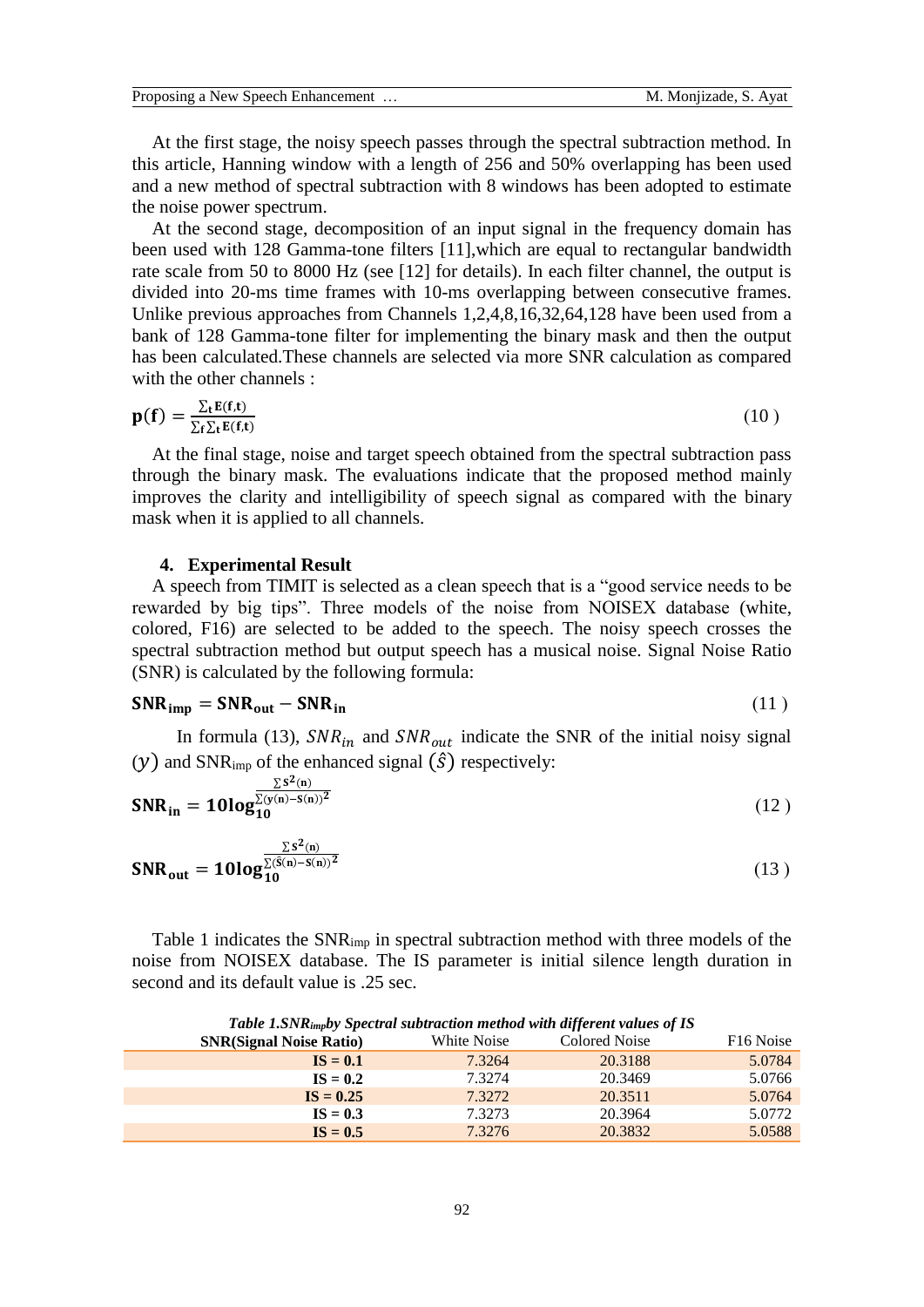At the first stage, the noisy speech passes through the spectral subtraction method. In this article, Hanning window with a length of 256 and 50% overlapping has been used and a new method of spectral subtraction with 8 windows has been adopted to estimate the noise power spectrum.

At the second stage, decomposition of an input signal in the frequency domain has been used with 128 Gamma-tone filters [11],which are equal to rectangular bandwidth rate scale from 50 to 8000 Hz (see [12] for details). In each filter channel, the output is divided into 20-ms time frames with 10-ms overlapping between consecutive frames. Unlike previous approaches from Channels 1,2,4,8,16,32,64,128 have been used from a bank of 128 Gamma-tone filter for implementing the binary mask and then the output has been calculated.These channels are selected via more SNR calculation as compared with the other channels :

$$\mathbf{p}(\mathbf{f}) = \frac{\sum_{t} \mathbf{E}(\mathbf{f},\mathbf{t})}{\sum_{f}\sum_{t} \mathbf{E}(\mathbf{f},\mathbf{t})} \tag{10}$$

At the final stage, noise and target speech obtained from the spectral subtraction pass through the binary mask. The evaluations indicate that the proposed method mainly improves the clarity and intelligibility of speech signal as compared with the binary mask when it is applied to all channels.

## 4. Experimental Result

A speech from TIMIT is selected as a clean speech that is a “good service needs to be rewarded by big tips”. Three models of the noise from NOISEX database (white, colored, F16) are selected to be added to the speech. The noisy speech crosses the spectral subtraction method but output speech has a musical noise. Signal Noise Ratio (SNR) is calculated by the following formula:

$$\mathbf{SNR_{imp}} = \mathbf{SNR_{out}} - \mathbf{SNR_{in}} \tag{11}$$

In formula (13), $SNR_{in}$ and $SNR_{out}$ indicate the SNR of the initial noisy signal $(y)$ and $SNR_{imp}$ of the enhanced signal $(\hat{s})$ respectively:

$$\mathbf{SNR_{in}} = \mathbf{10log_{10}^{\frac{\sum s^2(n)}{\sum (y(n)-s(n))^2}}} \tag{12}$$

$$\mathbf{SNR_{out}} = \mathbf{10log_{10}^{\frac{\sum s^2(n)}{\sum (\hat{s}(n)-s(n))^2}}} \tag{13}$$

Table 1 indicates the $SNR_{imp}$ in spectral subtraction method with three models of the noise from NOISEX database. The IS parameter is initial silence length duration in second and its default value is .25 sec.

***Table 1.$SNR_{imp}$by Spectral subtraction method with different values of IS***

| SNR(Signal Noise Ratio) | White Noise | Colored Noise | F16 Noise |
|---|---|---|---|
| **IS = 0.1** | 7.3264 | 20.3188 | 5.0784 |
| **IS = 0.2** | 7.3274 | 20.3469 | 5.0766 |
| **IS = 0.25** | 7.3272 | 20.3511 | 5.0764 |
| **IS = 0.3** | 7.3273 | 20.3964 | 5.0772 |
| **IS = 0.5** | 7.3276 | 20.3832 | 5.0588 |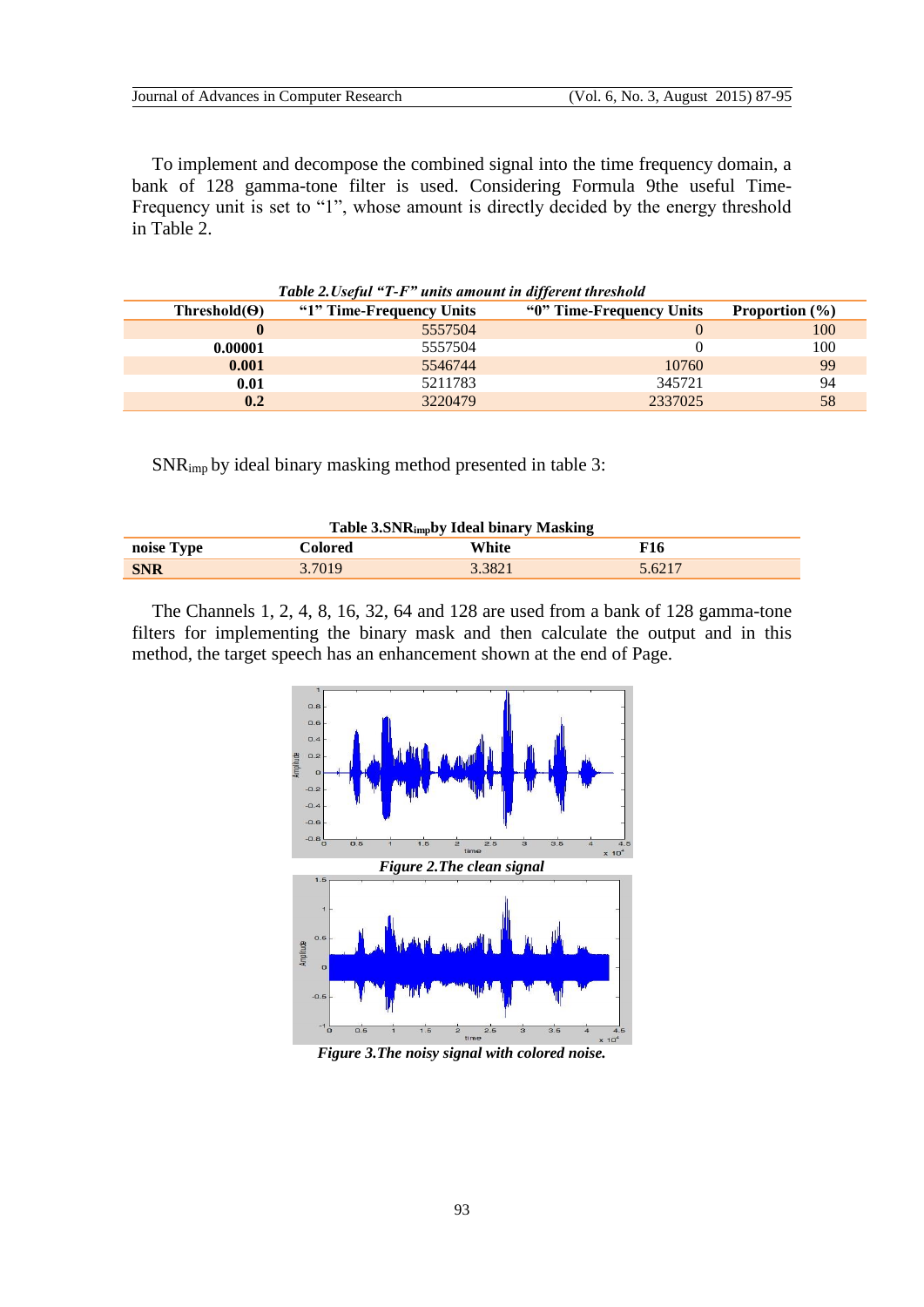To implement and decompose the combined signal into the time frequency domain, a bank of 128 gamma-tone filter is used. Considering Formula 9the useful Time-Frequency unit is set to "1", whose amount is directly decided by the energy threshold in Table 2.

*Table 2.Useful "T-F" units amount in different threshold*

| Threshold(Θ) | "1" Time-Frequency Units | "0" Time-Frequency Units | Proportion (%) |
|---|---|---|---|
| **0** | 5557504 | 0 | 100 |
| **0.00001** | 5557504 | 0 | 100 |
| **0.001** | 5546744 | 10760 | 99 |
| **0.01** | 5211783 | 345721 | 94 |
| **0.2** | 3220479 | 2337025 | 58 |

$SNR_{imp}$ by ideal binary masking method presented in table 3:

**Table 3.$SNR_{imp}$by Ideal binary Masking**

| noise Type | Colored | White | F16 |
|---|---|---|---|
| **SNR** | 3.7019 | 3.3821 | 5.6217 |

The Channels 1, 2, 4, 8, 16, 32, 64 and 128 are used from a bank of 128 gamma-tone filters for implementing the binary mask and then calculate the output and in this method, the target speech has an enhancement shown at the end of Page.

***Figure 2.The clean signal***

***Figure 3.The noisy signal with colored noise.***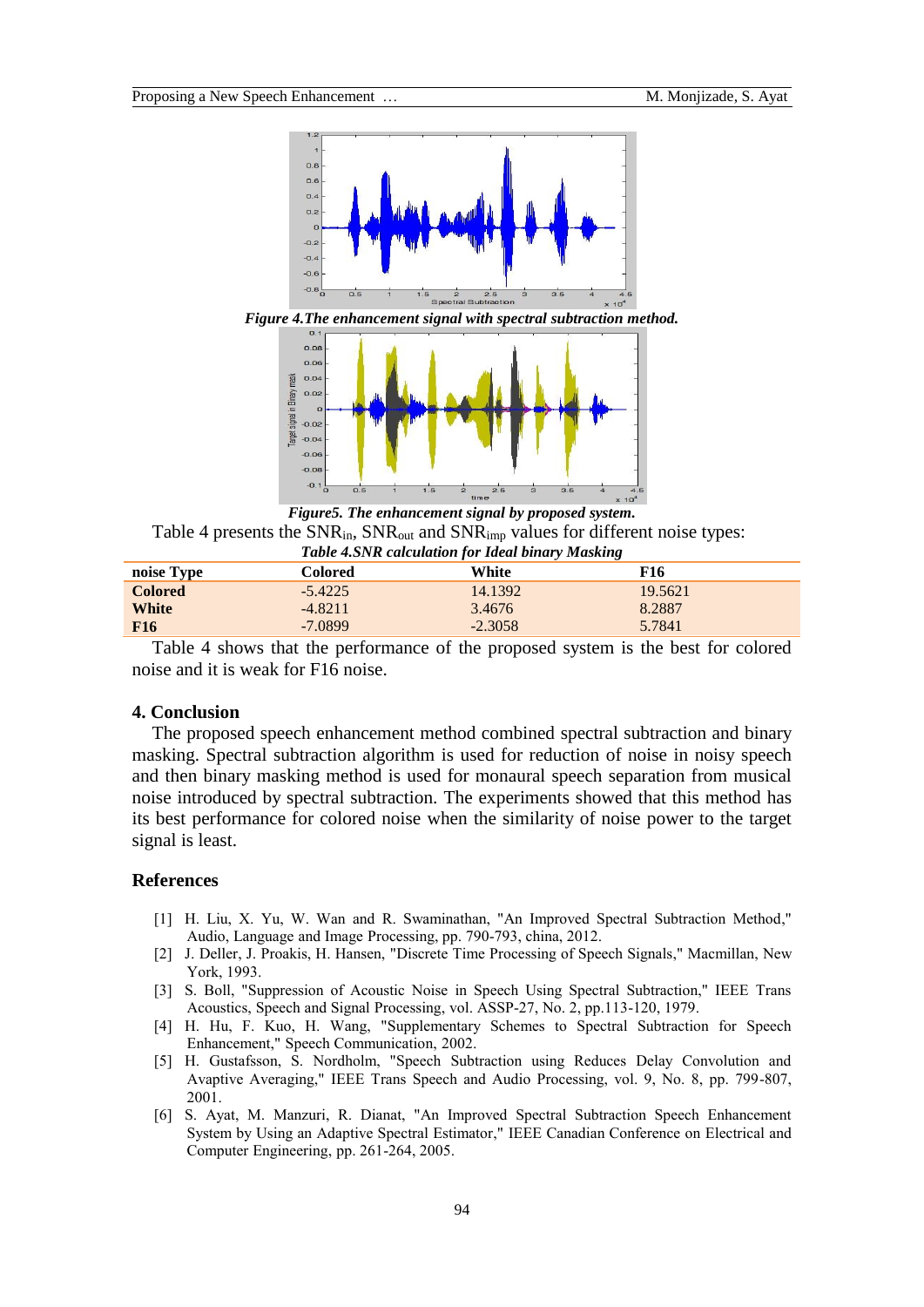*Figure 4.The enhancement signal with spectral subtraction method.*

*Figure5. The enhancement signal by proposed system.*

Table 4 presents the $SNR_{in}$, $SNR_{out}$ and $SNR_{imp}$ values for different noise types:

*Table 4.SNR calculation for Ideal binary Masking*

| noise Type | Colored | White | F16 |
|---|---|---|---|
| **Colored** | -5.4225 | 14.1392 | 19.5621 |
| **White** | -4.8211 | 3.4676 | 8.2887 |
| **F16** | -7.0899 | -2.3058 | 5.7841 |

Table 4 shows that the performance of the proposed system is the best for colored noise and it is weak for F16 noise.

## 4. Conclusion

The proposed speech enhancement method combined spectral subtraction and binary masking. Spectral subtraction algorithm is used for reduction of noise in noisy speech and then binary masking method is used for monaural speech separation from musical noise introduced by spectral subtraction. The experiments showed that this method has its best performance for colored noise when the similarity of noise power to the target signal is least.

## References

[1] H. Liu, X. Yu, W. Wan and R. Swaminathan, "An Improved Spectral Subtraction Method," Audio, Language and Image Processing, pp. 790-793, china, 2012.

[2] J. Deller, J. Proakis, H. Hansen, "Discrete Time Processing of Speech Signals," Macmillan, New York, 1993.

[3] S. Boll, "Suppression of Acoustic Noise in Speech Using Spectral Subtraction," IEEE Trans Acoustics, Speech and Signal Processing, vol. ASSP-27, No. 2, pp.113-120, 1979.

[4] H. Hu, F. Kuo, H. Wang, "Supplementary Schemes to Spectral Subtraction for Speech Enhancement," Speech Communication, 2002.

[5] H. Gustafsson, S. Nordholm, "Speech Subtraction using Reduces Delay Convolution and Avaptive Averaging," IEEE Trans Speech and Audio Processing, vol. 9, No. 8, pp. 799-807, 2001.

[6] S. Ayat, M. Manzuri, R. Dianat, "An Improved Spectral Subtraction Speech Enhancement System by Using an Adaptive Spectral Estimator," IEEE Canadian Conference on Electrical and Computer Engineering, pp. 261-264, 2005.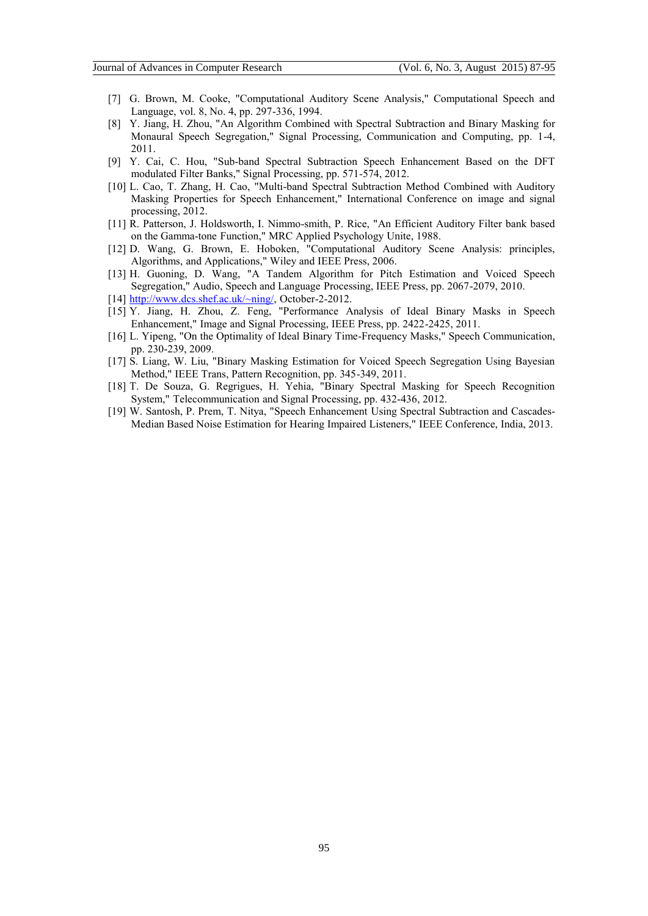[7] G. Brown, M. Cooke, "Computational Auditory Scene Analysis," Computational Speech and Language, vol. 8, No. 4, pp. 297-336, 1994.

[8] Y. Jiang, H. Zhou, "An Algorithm Combined with Spectral Subtraction and Binary Masking for Monaural Speech Segregation," Signal Processing, Communication and Computing, pp. 1-4, 2011.

[9] Y. Cai, C. Hou, "Sub-band Spectral Subtraction Speech Enhancement Based on the DFT modulated Filter Banks," Signal Processing, pp. 571-574, 2012.

[10] L. Cao, T. Zhang, H. Cao, "Multi-band Spectral Subtraction Method Combined with Auditory Masking Properties for Speech Enhancement," International Conference on image and signal processing, 2012.

[11] R. Patterson, J. Holdsworth, I. Nimmo-smith, P. Rice, "An Efficient Auditory Filter bank based on the Gamma-tone Function," MRC Applied Psychology Unite, 1988.

[12] D. Wang, G. Brown, E. Hoboken, "Computational Auditory Scene Analysis: principles, Algorithms, and Applications," Wiley and IEEE Press, 2006.

[13] H. Guoning, D. Wang, "A Tandem Algorithm for Pitch Estimation and Voiced Speech Segregation," Audio, Speech and Language Processing, IEEE Press, pp. 2067-2079, 2010.

[14] http://www.dcs.shef.ac.uk/~ning/, October-2-2012.

[15] Y. Jiang, H. Zhou, Z. Feng, "Performance Analysis of Ideal Binary Masks in Speech Enhancement," Image and Signal Processing, IEEE Press, pp. 2422-2425, 2011.

[16] L. Yipeng, "On the Optimality of Ideal Binary Time-Frequency Masks," Speech Communication, pp. 230-239, 2009.

[17] S. Liang, W. Liu, "Binary Masking Estimation for Voiced Speech Segregation Using Bayesian Method," IEEE Trans, Pattern Recognition, pp. 345-349, 2011.

[18] T. De Souza, G. Regrigues, H. Yehia, "Binary Spectral Masking for Speech Recognition System," Telecommunication and Signal Processing, pp. 432-436, 2012.

[19] W. Santosh, P. Prem, T. Nitya, "Speech Enhancement Using Spectral Subtraction and Cascades-Median Based Noise Estimation for Hearing Impaired Listeners," IEEE Conference, India, 2013.